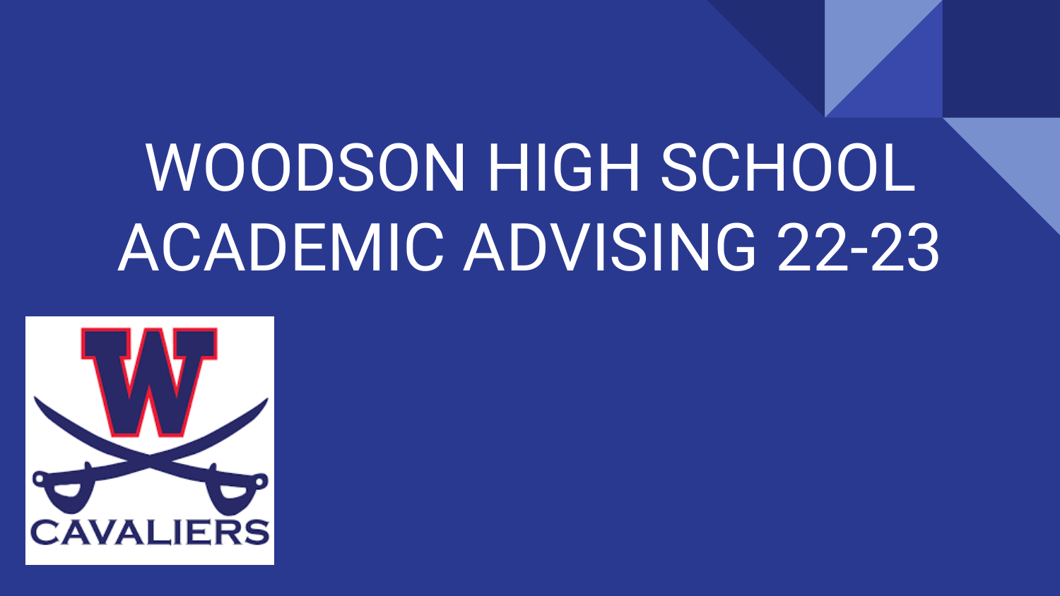# WOODSON HIGH SCHOOL ACADEMIC ADVISING 22-23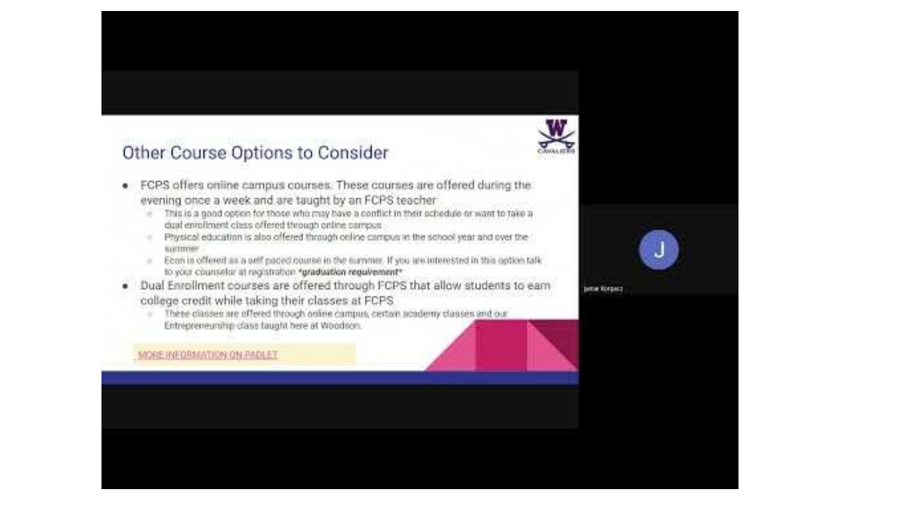# Other Course Options to Consider

- FCPS offers online campus courses. These courses are offered during the evening once a week and are taught by an FCPS teacher
  - This is a good option for those who may have a conflict in their schedule or want to take a dual enrollment class offered through online campus
  - Physical education is also offered through online campus in the school year and over the summer
  - Econ is offered as a self paced course in the summer. If you are interested in this option talk to your counselor at registration ***graduation requirement***
- Dual Enrollment courses are offered through FCPS that allow students to earn college credit while taking their classes at FCPS
  - These classes are offered through online campus, certain academy classes and our Entrepreneurship class taught here at Woodson.

MORE INFORMATION ON PADLET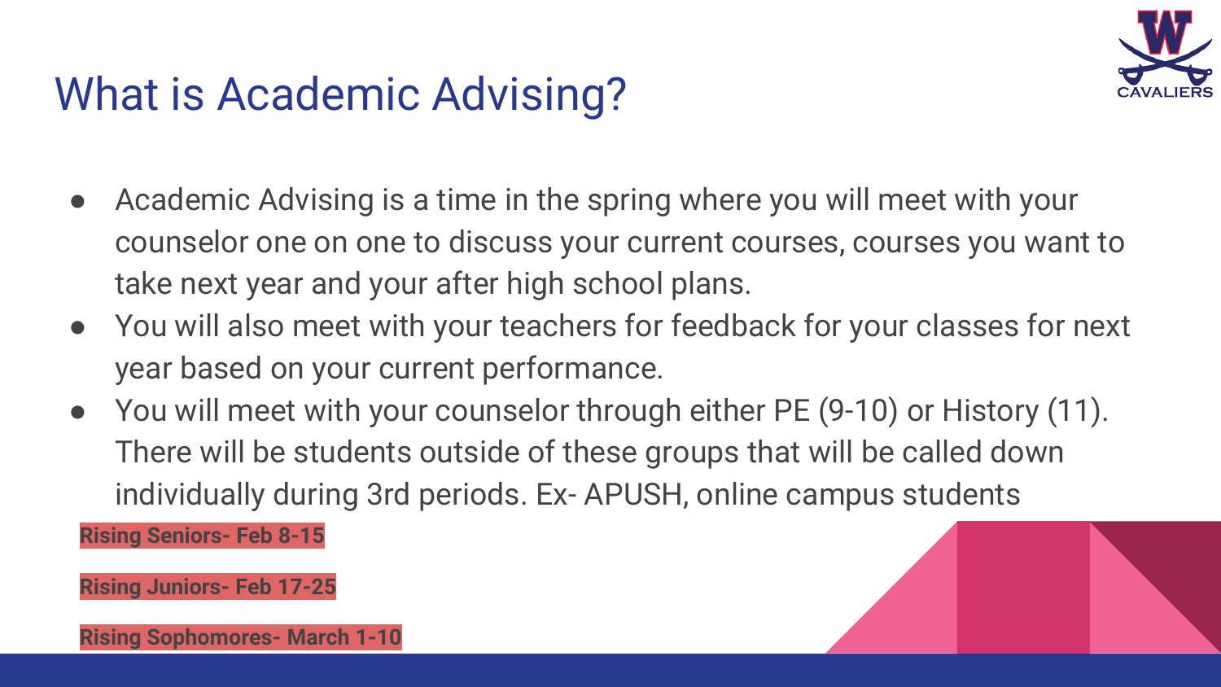# What is Academic Advising?

- Academic Advising is a time in the spring where you will meet with your counselor one on one to discuss your current courses, courses you want to take next year and your after high school plans.
- You will also meet with your teachers for feedback for your classes for next year based on your current performance.
- You will meet with your counselor through either PE (9-10) or History (11). There will be students outside of these groups that will be called down individually during 3rd periods. Ex- APUSH, online campus students

**Rising Seniors- Feb 8-15**

**Rising Juniors- Feb 17-25**

**Rising Sophomores- March 1-10**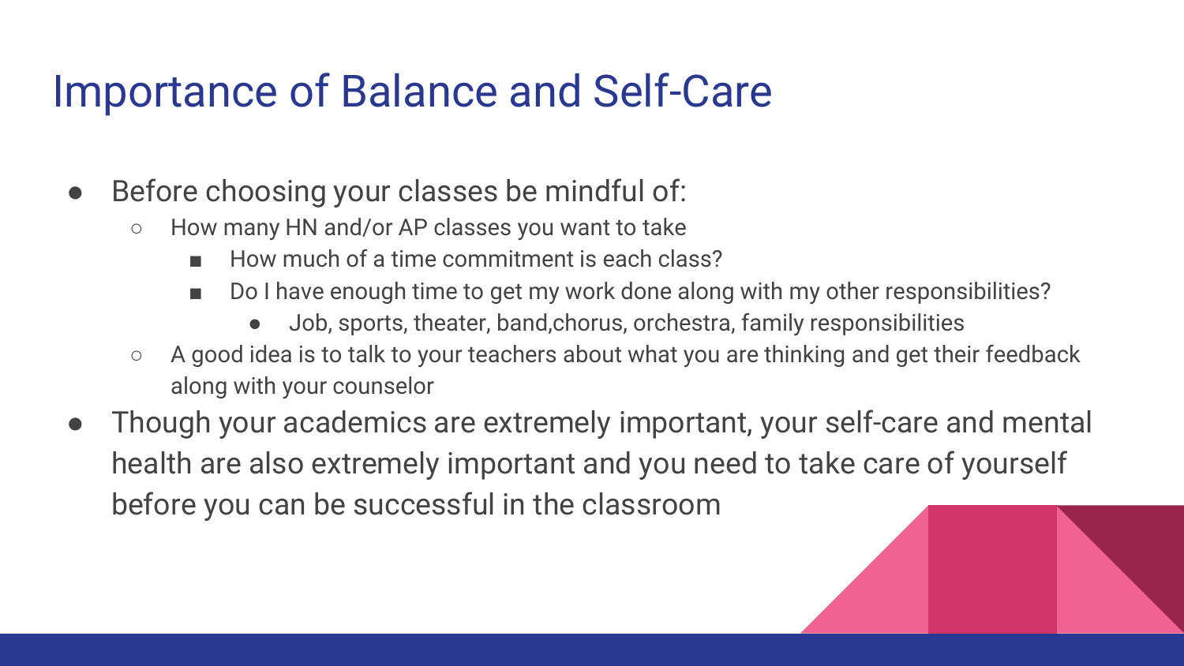# Importance of Balance and Self-Care

- Before choosing your classes be mindful of:
  - How many HN and/or AP classes you want to take
    - How much of a time commitment is each class?
    - Do I have enough time to get my work done along with my other responsibilities?
      - Job, sports, theater, band,chorus, orchestra, family responsibilities
  - A good idea is to talk to your teachers about what you are thinking and get their feedback along with your counselor
- Though your academics are extremely important, your self-care and mental health are also extremely important and you need to take care of yourself before you can be successful in the classroom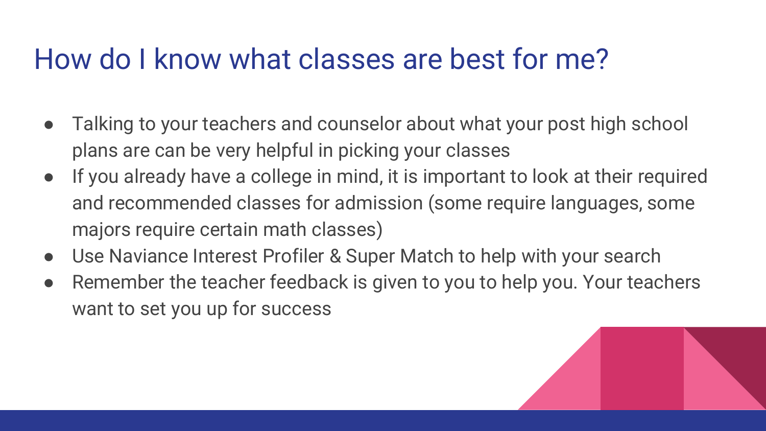# How do I know what classes are best for me?

- Talking to your teachers and counselor about what your post high school plans are can be very helpful in picking your classes
- If you already have a college in mind, it is important to look at their required and recommended classes for admission (some require languages, some majors require certain math classes)
- Use Naviance Interest Profiler & Super Match to help with your search
- Remember the teacher feedback is given to you to help you. Your teachers want to set you up for success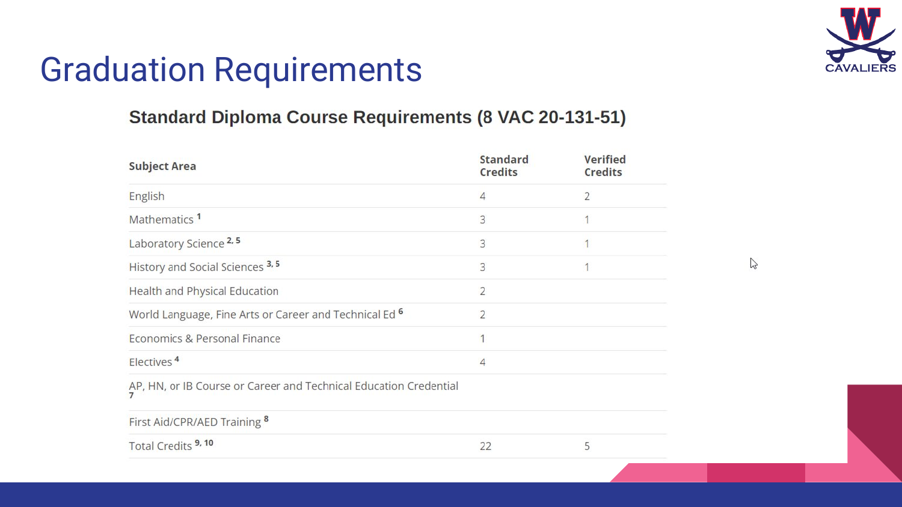# Graduation Requirements

## Standard Diploma Course Requirements (8 VAC 20-131-51)

| Subject Area | Standard Credits | Verified Credits |
|---|---|---|
| English | 4 | 2 |
| Mathematics [1] | 3 | 1 |
| Laboratory Science [2, 5] | 3 | 1 |
| History and Social Sciences [3, 5] | 3 | 1 |
| Health and Physical Education | 2 | |
| World Language, Fine Arts or Career and Technical Ed [6] | 2 | |
| Economics & Personal Finance | 1 | |
| Electives [4] | 4 | |
| AP, HN, or IB Course or Career and Technical Education Credential [7] | | |
| First Aid/CPR/AED Training [8] | | |
| Total Credits [9, 10] | 22 | 5 |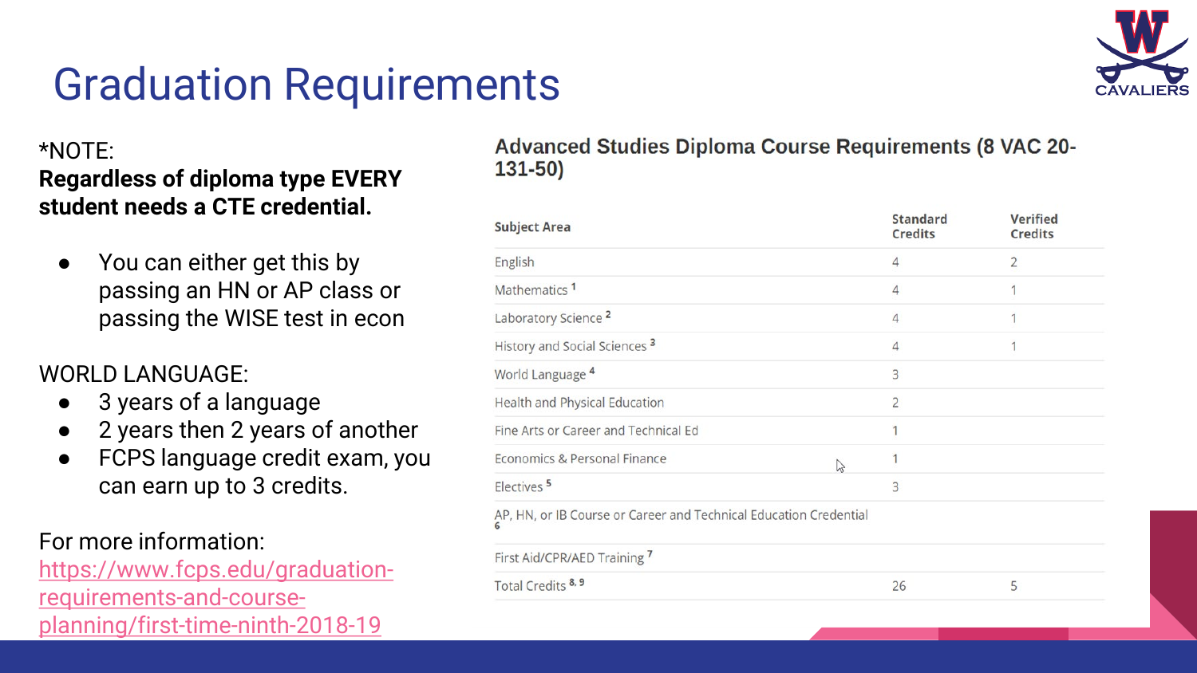# Graduation Requirements

*NOTE:
**Regardless of diploma type EVERY student needs a CTE credential.**

- You can either get this by passing an HN or AP class or passing the WISE test in econ

WORLD LANGUAGE:

- 3 years of a language
- 2 years then 2 years of another
- FCPS language credit exam, you can earn up to 3 credits.

For more information: [https://www.fcps.edu/graduation-requirements-and-course-planning/first-time-ninth-2018-19](https://www.fcps.edu/graduation-requirements-and-course-planning/first-time-ninth-2018-19)

## Advanced Studies Diploma Course Requirements (8 VAC 20-131-50)

| Subject Area | Standard Credits | Verified Credits |
|---|---|---|
| English | 4 | 2 |
| Mathematics [1] | 4 | 1 |
| Laboratory Science [2] | 4 | 1 |
| History and Social Sciences [3] | 4 | 1 |
| World Language [4] | 3 | |
| Health and Physical Education | 2 | |
| Fine Arts or Career and Technical Ed | 1 | |
| Economics & Personal Finance | 1 | |
| Electives [5] | 3 | |
| AP, HN, or IB Course or Career and Technical Education Credential [6] | | |
| First Aid/CPR/AED Training [7] | | |
| Total Credits [8, 9] | 26 | 5 |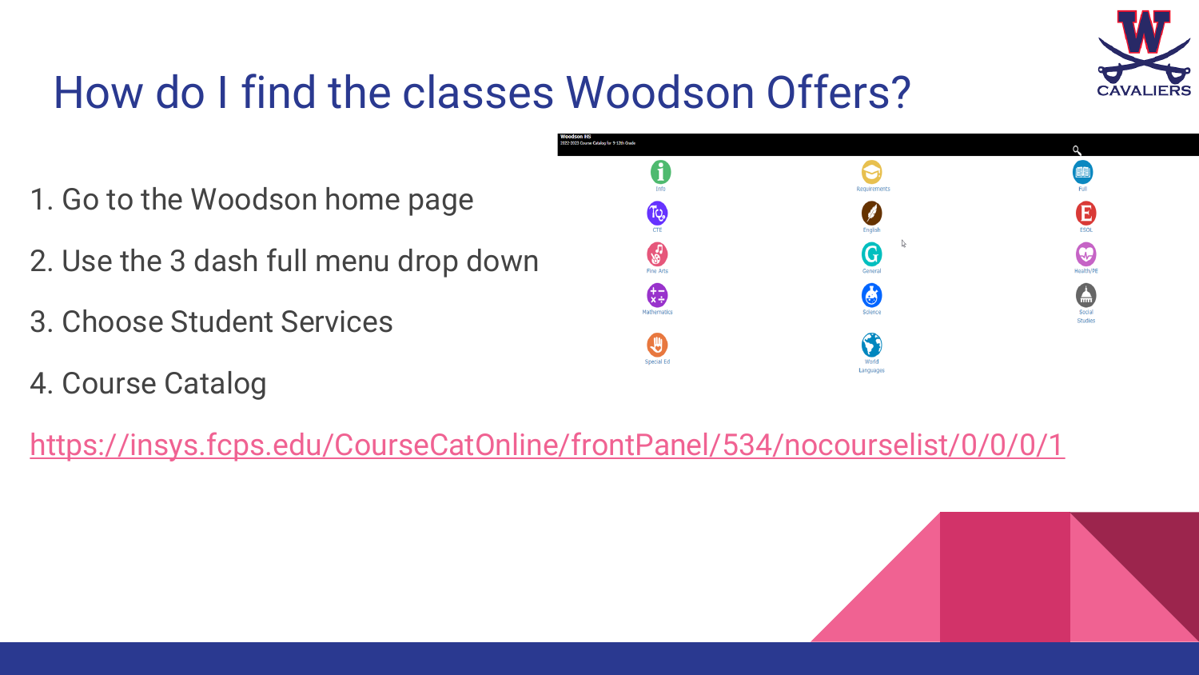# How do I find the classes Woodson Offers?

1. Go to the Woodson home page
2. Use the 3 dash full menu drop down
3. Choose Student Services
4. Course Catalog

https://insys.fcps.edu/CourseCatOnline/frontPanel/534/nocourselist/0/0/0/1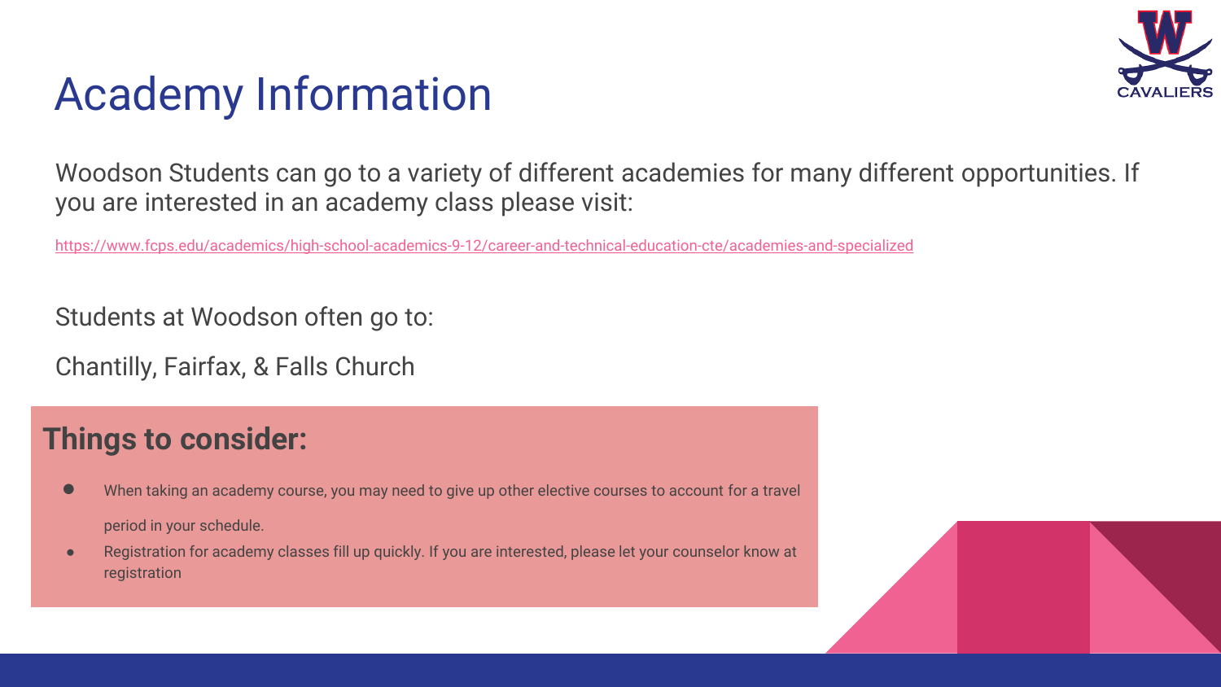# Academy Information

Woodson Students can go to a variety of different academies for many different opportunities. If you are interested in an academy class please visit:

https://www.fcps.edu/academics/high-school-academics-9-12/career-and-technical-education-cte/academies-and-specialized

Students at Woodson often go to:

Chantilly, Fairfax, & Falls Church

## Things to consider:

- When taking an academy course, you may need to give up other elective courses to account for a travel period in your schedule.
- Registration for academy classes fill up quickly. If you are interested, please let your counselor know at registration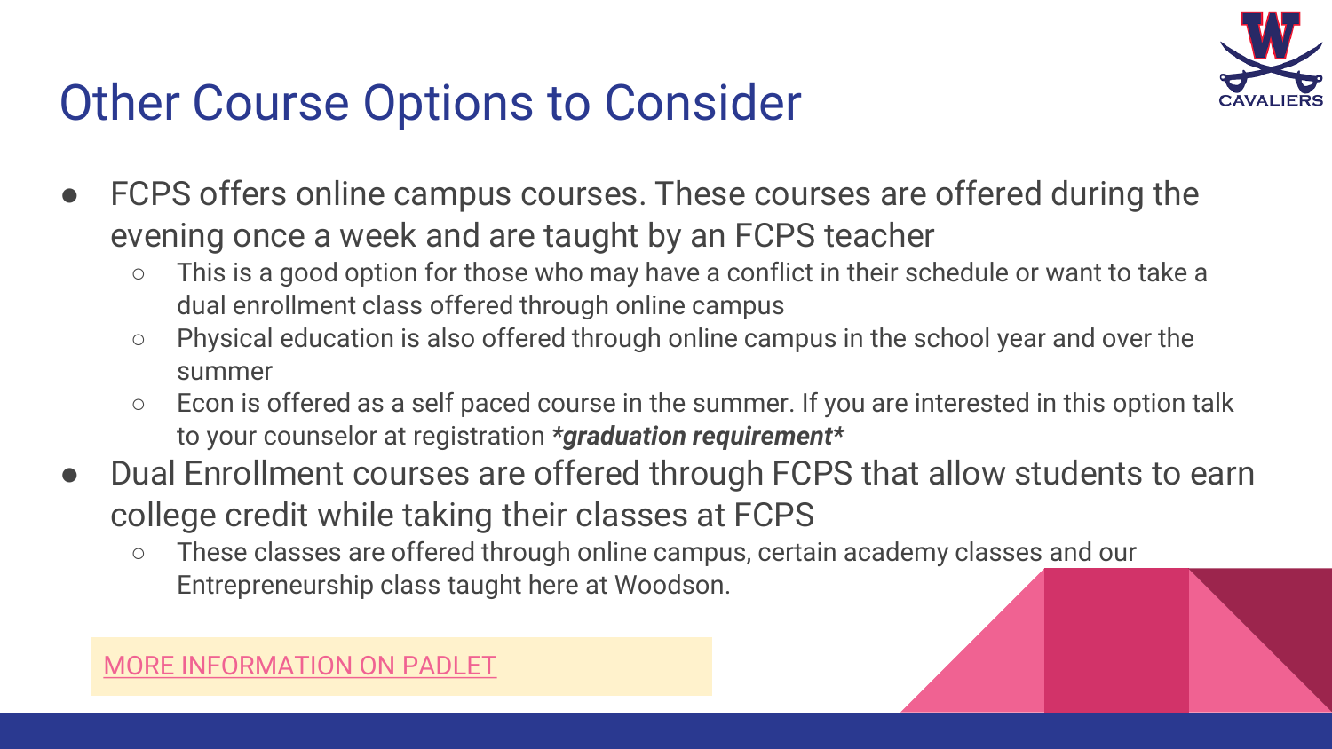# Other Course Options to Consider

- FCPS offers online campus courses. These courses are offered during the evening once a week and are taught by an FCPS teacher
  - This is a good option for those who may have a conflict in their schedule or want to take a dual enrollment class offered through online campus
  - Physical education is also offered through online campus in the school year and over the summer
  - Econ is offered as a self paced course in the summer. If you are interested in this option talk to your counselor at registration ***graduation requirement***
- Dual Enrollment courses are offered through FCPS that allow students to earn college credit while taking their classes at FCPS
  - These classes are offered through online campus, certain academy classes and our Entrepreneurship class taught here at Woodson.

MORE INFORMATION ON PADLET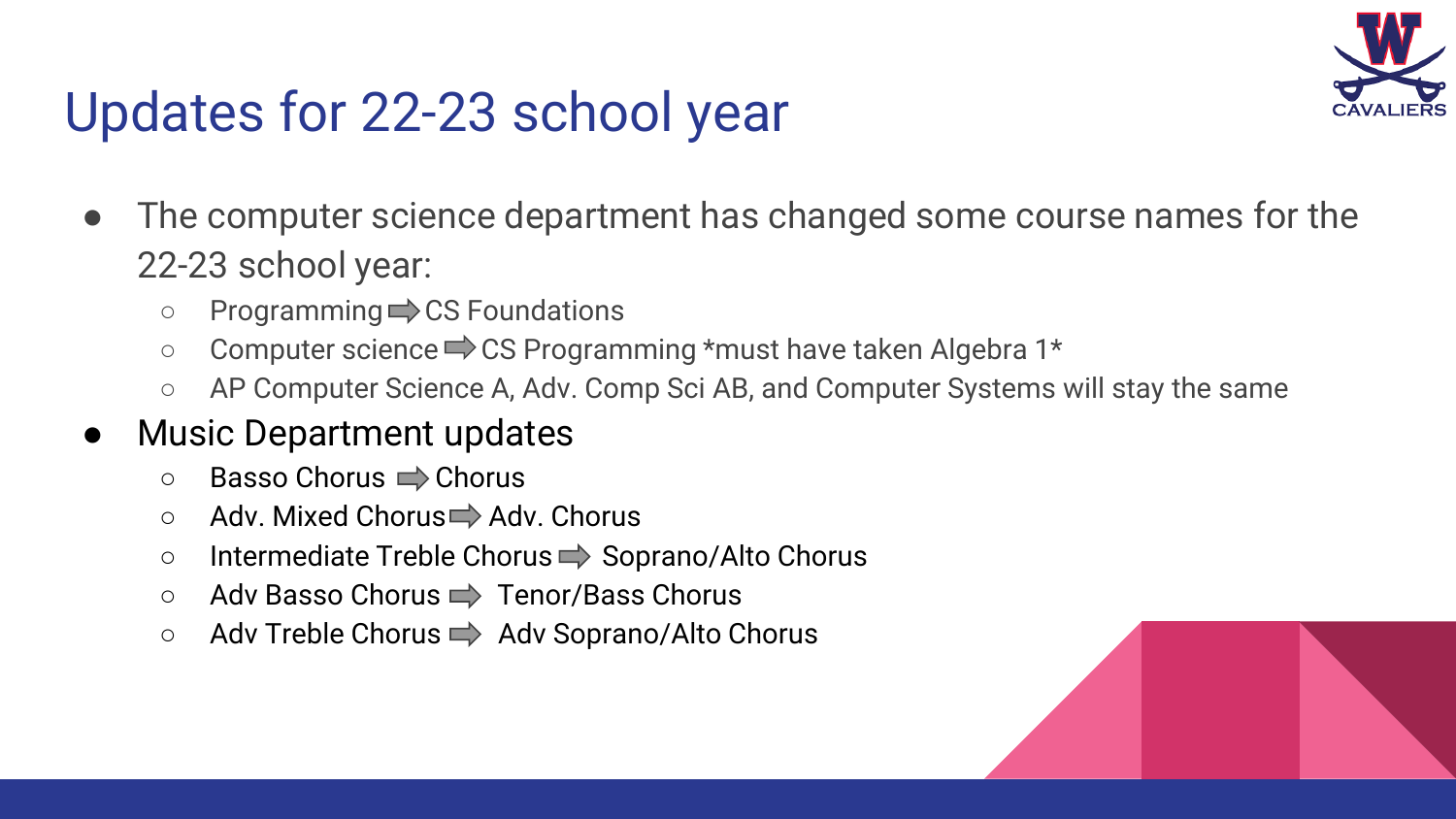# Updates for 22-23 school year

- The computer science department has changed some course names for the 22-23 school year:
  - Programming ➡ CS Foundations
  - Computer science ➡ CS Programming *must have taken Algebra 1*
  - AP Computer Science A, Adv. Comp Sci AB, and Computer Systems will stay the same
- Music Department updates
  - Basso Chorus ➡ Chorus
  - Adv. Mixed Chorus ➡ Adv. Chorus
  - Intermediate Treble Chorus ➡ Soprano/Alto Chorus
  - Adv Basso Chorus ➡ Tenor/Bass Chorus
  - Adv Treble Chorus ➡ Adv Soprano/Alto Chorus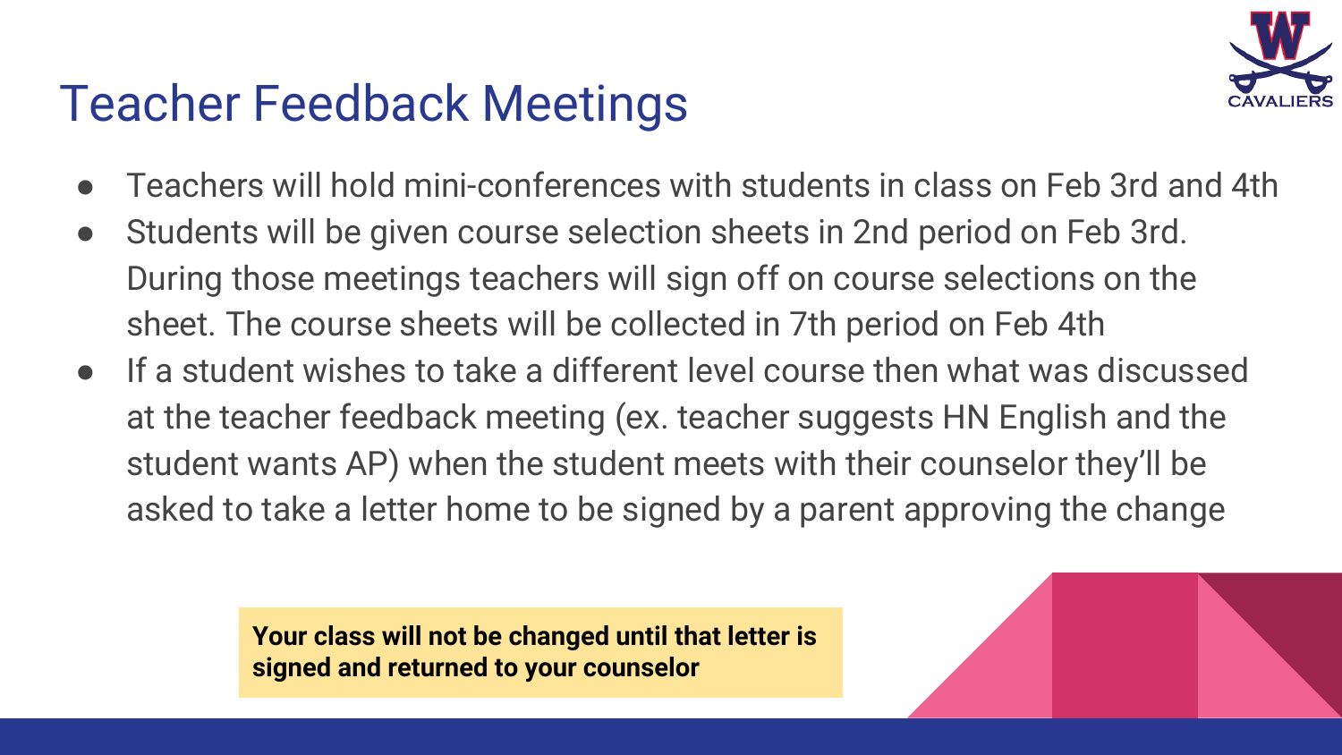# Teacher Feedback Meetings

- Teachers will hold mini-conferences with students in class on Feb 3rd and 4th
- Students will be given course selection sheets in 2nd period on Feb 3rd. During those meetings teachers will sign off on course selections on the sheet. The course sheets will be collected in 7th period on Feb 4th
- If a student wishes to take a different level course then what was discussed at the teacher feedback meeting (ex. teacher suggests HN English and the student wants AP) when the student meets with their counselor they'll be asked to take a letter home to be signed by a parent approving the change

**Your class will not be changed until that letter is signed and returned to your counselor**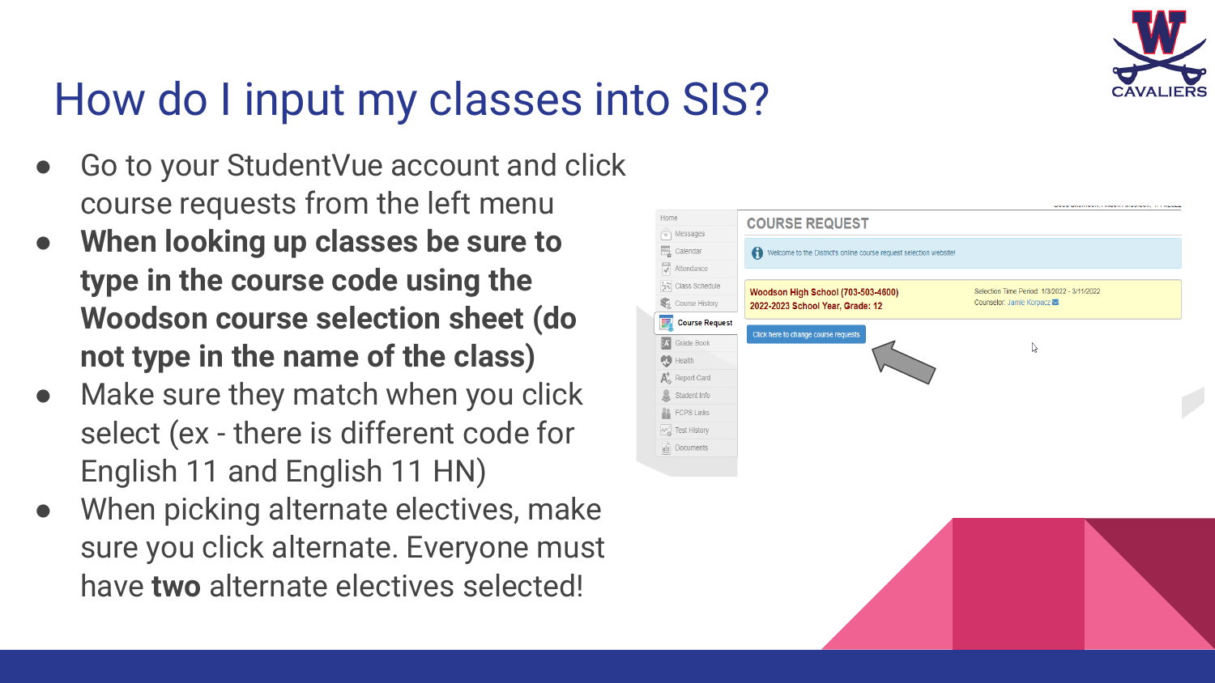# How do I input my classes into SIS?

- Go to your StudentVue account and click course requests from the left menu
- **When looking up classes be sure to type in the course code using the Woodson course selection sheet (do not type in the name of the class)**
- Make sure they match when you click select (ex - there is different code for English 11 and English 11 HN)
- When picking alternate electives, make sure you click alternate. Everyone must have **two** alternate electives selected!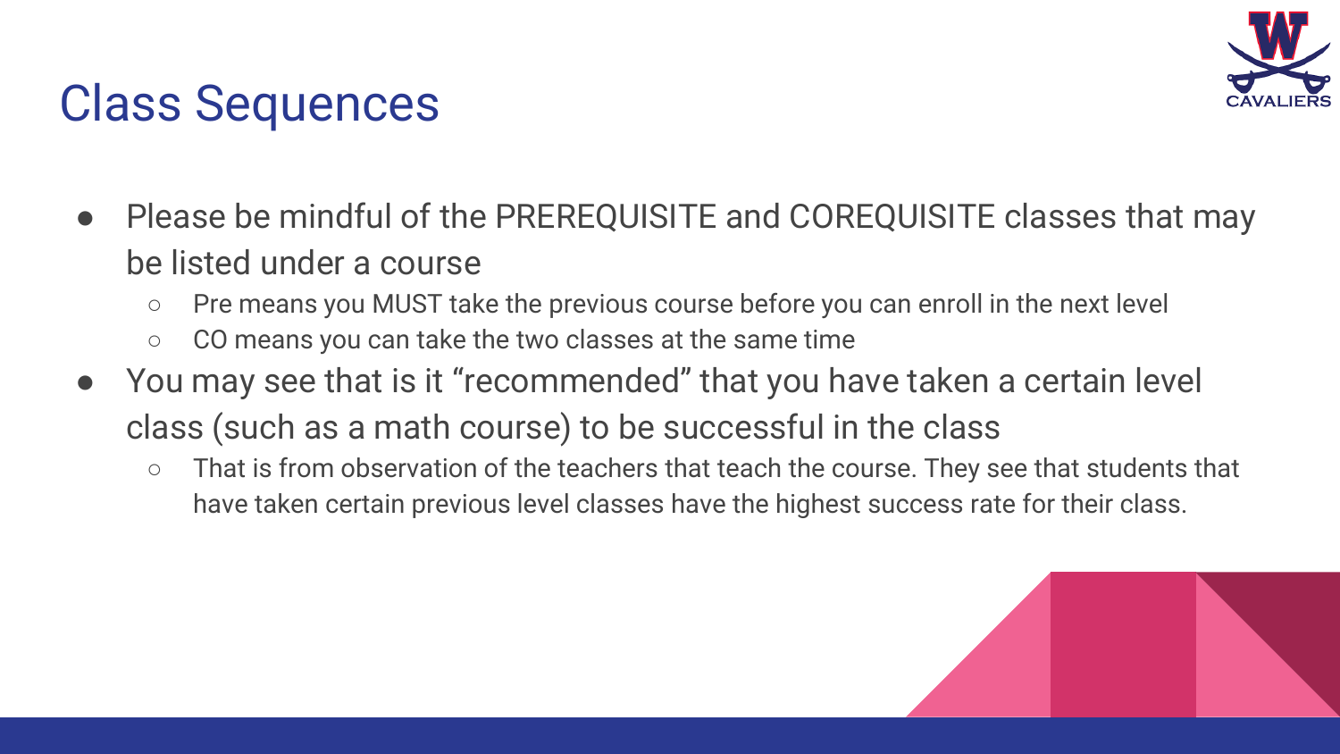# Class Sequences

- Please be mindful of the PREREQUISITE and COREQUISITE classes that may be listed under a course
  - Pre means you MUST take the previous course before you can enroll in the next level
  - CO means you can take the two classes at the same time
- You may see that is it “recommended” that you have taken a certain level class (such as a math course) to be successful in the class
  - That is from observation of the teachers that teach the course. They see that students that have taken certain previous level classes have the highest success rate for their class.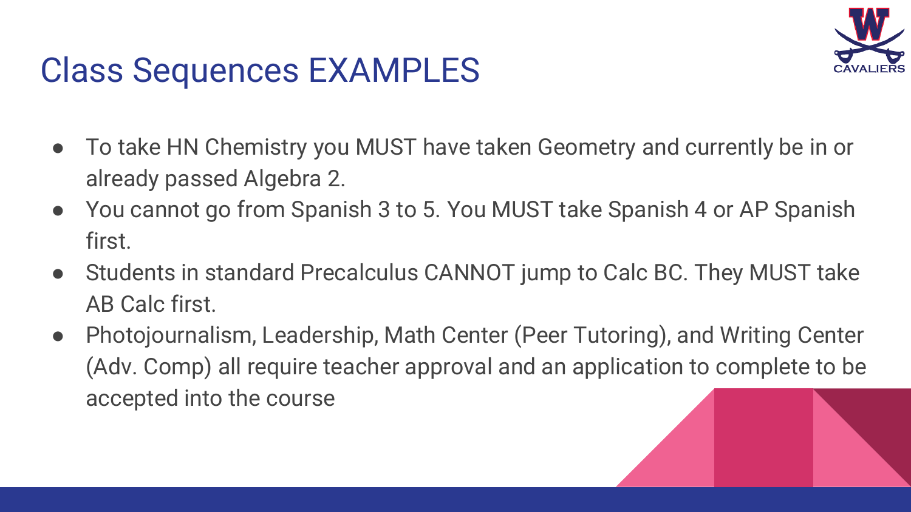# Class Sequences EXAMPLES

- To take HN Chemistry you MUST have taken Geometry and currently be in or already passed Algebra 2.
- You cannot go from Spanish 3 to 5. You MUST take Spanish 4 or AP Spanish first.
- Students in standard Precalculus CANNOT jump to Calc BC. They MUST take AB Calc first.
- Photojournalism, Leadership, Math Center (Peer Tutoring), and Writing Center (Adv. Comp) all require teacher approval and an application to complete to be accepted into the course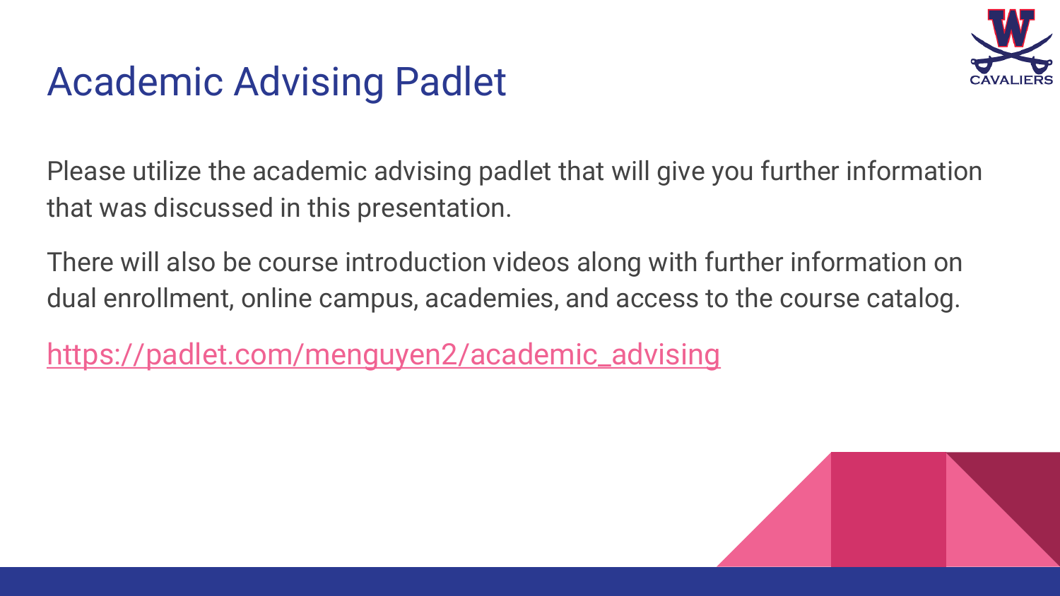# Academic Advising Padlet

Please utilize the academic advising padlet that will give you further information that was discussed in this presentation.

There will also be course introduction videos along with further information on dual enrollment, online campus, academies, and access to the course catalog.

https://padlet.com/menguyen2/academic_advising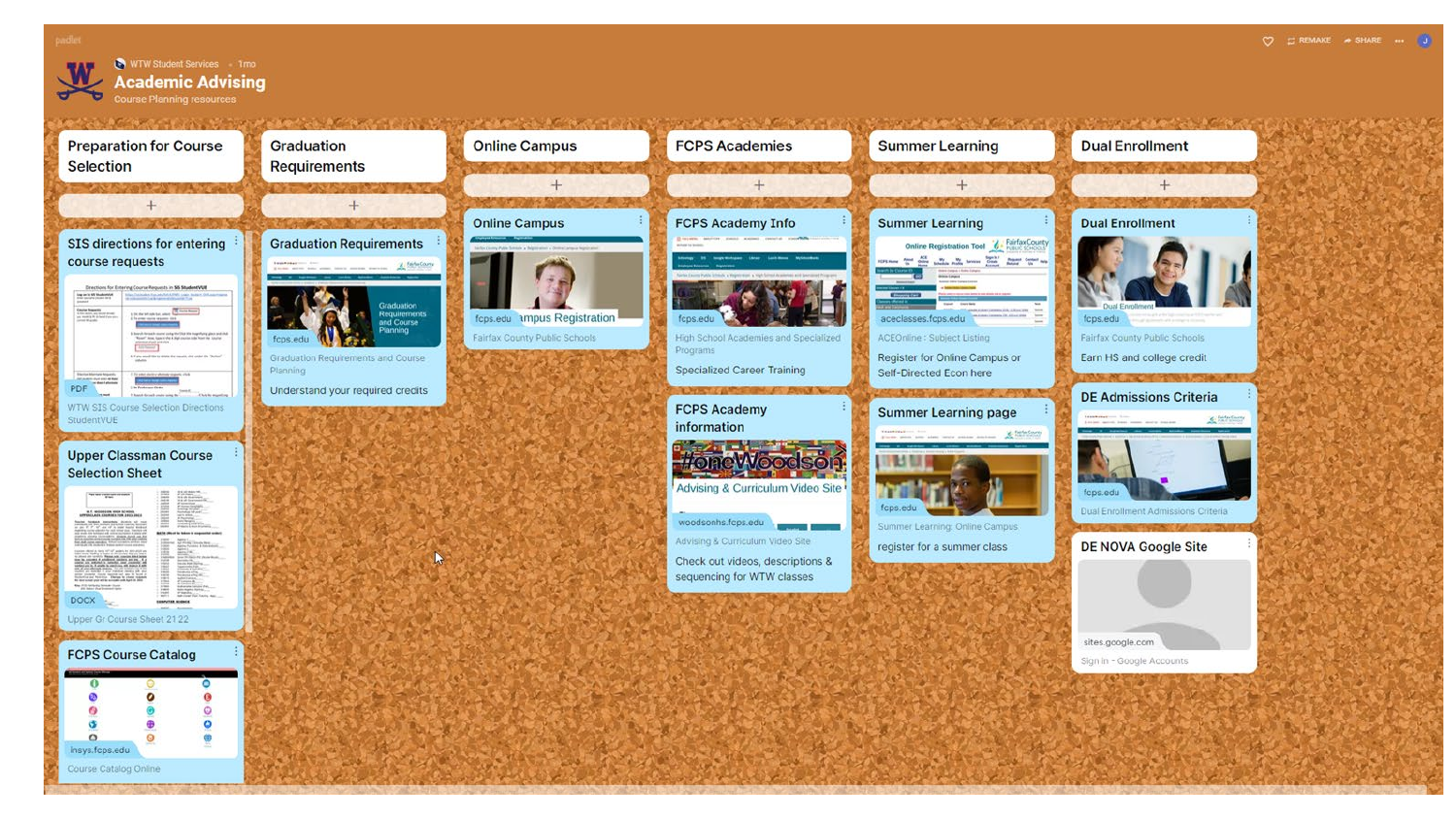padlet

WTW Student Services • 1mo

# Academic Advising

Course Planning resources

REMAKE SHARE

## Preparation for Course Selection

### SIS directions for entering course requests

PDF

WTW SIS Course Selection Directions StudentVUE

### Upper Classman Course Selection Sheet

DOCX

Upper Cr Course Sheet 21 22

### FCPS Course Catalog

lnsys.fcps.edu

Course Catalog Online

## Graduation Requirements

### Graduation Requirements

fcps.edu

Graduation Requirements and Course Planning

Understand your required credits

## Online Campus

### Online Campus

fcps.edu

Online Campus Registration

Fairfax County Public Schools

## FCPS Academies

### FCPS Academy Info

fcps.edu

High School Academies and Specialized Programs

Specialized Career Training

### FCPS Academy information

#oneWoodson

Advising & Curriculum Video Site

woodsonhs.fcps.edu

Advising & Curriculum Video Site

Check out videos, descriptions & sequencing for WTW classes

## Summer Learning

### Summer Learning

aceclasses.fcps.edu

ACEOnline : Subject Listing

Register for Online Campus or Self-Directed Econ here

### Summer Learning page

fcps.edu

Summer Learning: Online Campus

register for a summer class

## Dual Enrollment

### Dual Enrollment

fcps.edu

Fairfax County Public Schools

Earn HS and college credit

### DE Admissions Criteria

fcps.edu

Dual Enrollment Admissions Criteria

### DE NOVA Google Site

sites.google.com

Sign in - Google Accounts